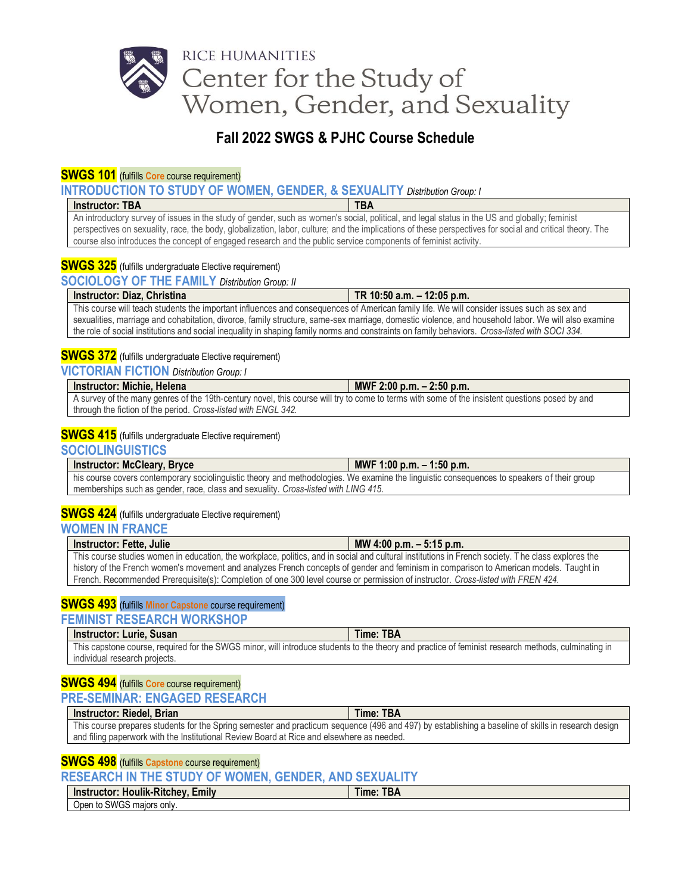RICE HUMANITIES

Center for the Study of Women, Gender, and Sexuality

# Fall 2022 SWGS & PJHC Course Schedule

## SWGS 101 (fulfills Core course requirement)

### INTRODUCTION TO STUDY OF WOMEN, GENDER, & SEXUALITY *Distribution Group: I*

| Instructor: TBA | TBA |
|---|---|
| An introductory survey of issues in the study of gender, such as women's social, political, and legal status in the US and globally; feminist perspectives on sexuality, race, the body, globalization, labor, culture; and the implications of these perspectives for social and critical theory. The course also introduces the concept of engaged research and the public service components of feminist activity. | |

## SWGS 325 (fulfills undergraduate Elective requirement)

### SOCIOLOGY OF THE FAMILY *Distribution Group: II*

| Instructor: Diaz, Christina | TR 10:50 a.m. – 12:05 p.m. |
|---|---|
| This course will teach students the important influences and consequences of American family life. We will consider issues such as sex and sexualities, marriage and cohabitation, divorce, family structure, same-sex marriage, domestic violence, and household labor. We will also examine the role of social institutions and social inequality in shaping family norms and constraints on family behaviors. *Cross-listed with SOCI 334.* | |

## SWGS 372 (fulfills undergraduate Elective requirement)

### VICTORIAN FICTION *Distribution Group: I*

| Instructor: Michie, Helena | MWF 2:00 p.m. – 2:50 p.m. |
|---|---|
| A survey of the many genres of the 19th-century novel, this course will try to come to terms with some of the insistent questions posed by and through the fiction of the period. *Cross-listed with ENGL 342.* | |

## SWGS 415 (fulfills undergraduate Elective requirement)

### SOCIOLINGUISTICS

| Instructor: McCleary, Bryce | MWF 1:00 p.m. – 1:50 p.m. |
|---|---|
| his course covers contemporary sociolinguistic theory and methodologies. We examine the linguistic consequences to speakers of their group memberships such as gender, race, class and sexuality. *Cross-listed with LING 415.* | |

## SWGS 424 (fulfills undergraduate Elective requirement)

### WOMEN IN FRANCE

| Instructor: Fette, Julie | MW 4:00 p.m. – 5:15 p.m. |
|---|---|
| This course studies women in education, the workplace, politics, and in social and cultural institutions in French society. The class explores the history of the French women's movement and analyzes French concepts of gender and feminism in comparison to American models. Taught in French. Recommended Prerequisite(s): Completion of one 300 level course or permission of instructor. *Cross-listed with FREN 424.* | |

## SWGS 493 (fulfills Minor Capstone course requirement)

### FEMINIST RESEARCH WORKSHOP

| Instructor: Lurie, Susan | Time: TBA |
|---|---|
| This capstone course, required for the SWGS minor, will introduce students to the theory and practice of feminist research methods, culminating in individual research projects. | |

## SWGS 494 (fulfills Core course requirement)

### PRE-SEMINAR: ENGAGED RESEARCH

| Instructor: Riedel, Brian | Time: TBA |
|---|---|
| This course prepares students for the Spring semester and practicum sequence (496 and 497) by establishing a baseline of skills in research design and filing paperwork with the Institutional Review Board at Rice and elsewhere as needed. | |

## SWGS 498 (fulfills Capstone course requirement)

### RESEARCH IN THE STUDY OF WOMEN, GENDER, AND SEXUALITY

| Instructor: Houlik-Ritchey, Emily | Time: TBA |
|---|---|
| Open to SWGS majors only. | |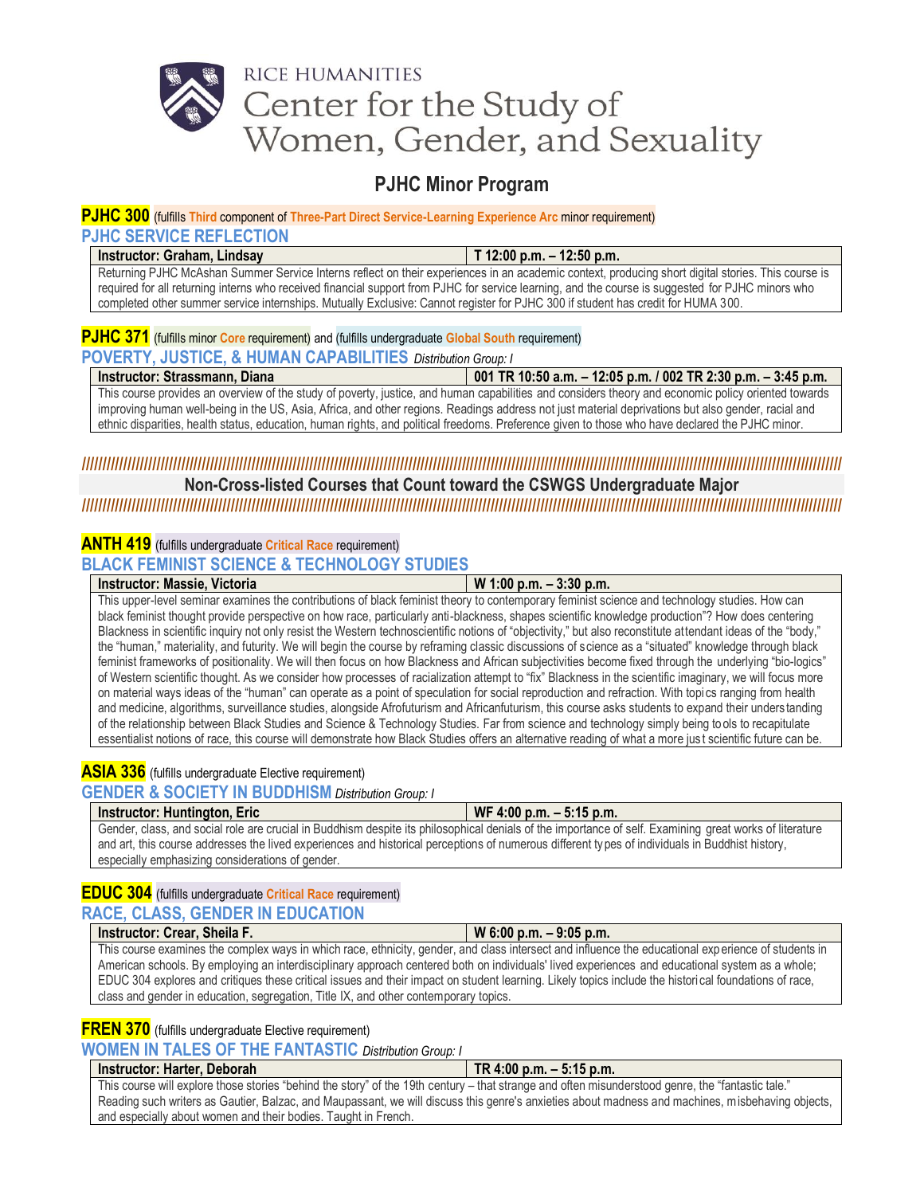RICE HUMANITIES
# Center for the Study of Women, Gender, and Sexuality

## PJHC Minor Program

**PJHC 300** (fulfills **Third** component of **Three-Part Direct Service-Learning Experience Arc** minor requirement)

### PJHC SERVICE REFLECTION

| Instructor: Graham, Lindsay | T 12:00 p.m. – 12:50 p.m. |
|---|---|

Returning PJHC McAshan Summer Service Interns reflect on their experiences in an academic context, producing short digital stories. This course is required for all returning interns who received financial support from PJHC for service learning, and the course is suggested for PJHC minors who completed other summer service internships. Mutually Exclusive: Cannot register for PJHC 300 if student has credit for HUMA 300.

**PJHC 371** (fulfills minor **Core** requirement) and (fulfills undergraduate **Global South** requirement)

### POVERTY, JUSTICE, & HUMAN CAPABILITIES *Distribution Group: I*

| Instructor: Strassmann, Diana | 001 TR 10:50 a.m. – 12:05 p.m. / 002 TR 2:30 p.m. – 3:45 p.m. |
|---|---|

This course provides an overview of the study of poverty, justice, and human capabilities and considers theory and economic policy oriented towards improving human well-being in the US, Asia, Africa, and other regions. Readings address not just material deprivations but also gender, racial and ethnic disparities, health status, education, human rights, and political freedoms. Preference given to those who have declared the PJHC minor.

## Non-Cross-listed Courses that Count toward the CSWGS Undergraduate Major

**ANTH 419** (fulfills undergraduate **Critical Race** requirement)

### BLACK FEMINIST SCIENCE & TECHNOLOGY STUDIES

| Instructor: Massie, Victoria | W 1:00 p.m. – 3:30 p.m. |
|---|---|

This upper-level seminar examines the contributions of black feminist theory to contemporary feminist science and technology studies. How can black feminist thought provide perspective on how race, particularly anti-blackness, shapes scientific knowledge production"? How does centering Blackness in scientific inquiry not only resist the Western technoscientific notions of "objectivity," but also reconstitute attendant ideas of the "body," the "human," materiality, and futurity. We will begin the course by reframing classic discussions of science as a "situated" knowledge through black feminist frameworks of positionality. We will then focus on how Blackness and African subjectivities become fixed through the underlying "bio-logics" of Western scientific thought. As we consider how processes of racialization attempt to "fix" Blackness in the scientific imaginary, we will focus more on material ways ideas of the "human" can operate as a point of speculation for social reproduction and refraction. With topics ranging from health and medicine, algorithms, surveillance studies, alongside Afrofuturism and Africanfuturism, this course asks students to expand their understanding of the relationship between Black Studies and Science & Technology Studies. Far from science and technology simply being tools to recapitulate essentialist notions of race, this course will demonstrate how Black Studies offers an alternative reading of what a more just scientific future can be.

**ASIA 336** (fulfills undergraduate Elective requirement)

### GENDER & SOCIETY IN BUDDHISM *Distribution Group: I*

| Instructor: Huntington, Eric | WF 4:00 p.m. – 5:15 p.m. |
|---|---|

Gender, class, and social role are crucial in Buddhism despite its philosophical denials of the importance of self. Examining great works of literature and art, this course addresses the lived experiences and historical perceptions of numerous different types of individuals in Buddhist history, especially emphasizing considerations of gender.

**EDUC 304** (fulfills undergraduate **Critical Race** requirement)

### RACE, CLASS, GENDER IN EDUCATION

| Instructor: Crear, Sheila F. | W 6:00 p.m. – 9:05 p.m. |
|---|---|

This course examines the complex ways in which race, ethnicity, gender, and class intersect and influence the educational experience of students in American schools. By employing an interdisciplinary approach centered both on individuals' lived experiences and educational system as a whole; EDUC 304 explores and critiques these critical issues and their impact on student learning. Likely topics include the historical foundations of race, class and gender in education, segregation, Title IX, and other contemporary topics.

**FREN 370** (fulfills undergraduate Elective requirement)

### WOMEN IN TALES OF THE FANTASTIC *Distribution Group: I*

| Instructor: Harter, Deborah | TR 4:00 p.m. – 5:15 p.m. |
|---|---|

This course will explore those stories "behind the story" of the 19th century – that strange and often misunderstood genre, the "fantastic tale." Reading such writers as Gautier, Balzac, and Maupassant, we will discuss this genre's anxieties about madness and machines, misbehaving objects, and especially about women and their bodies. Taught in French.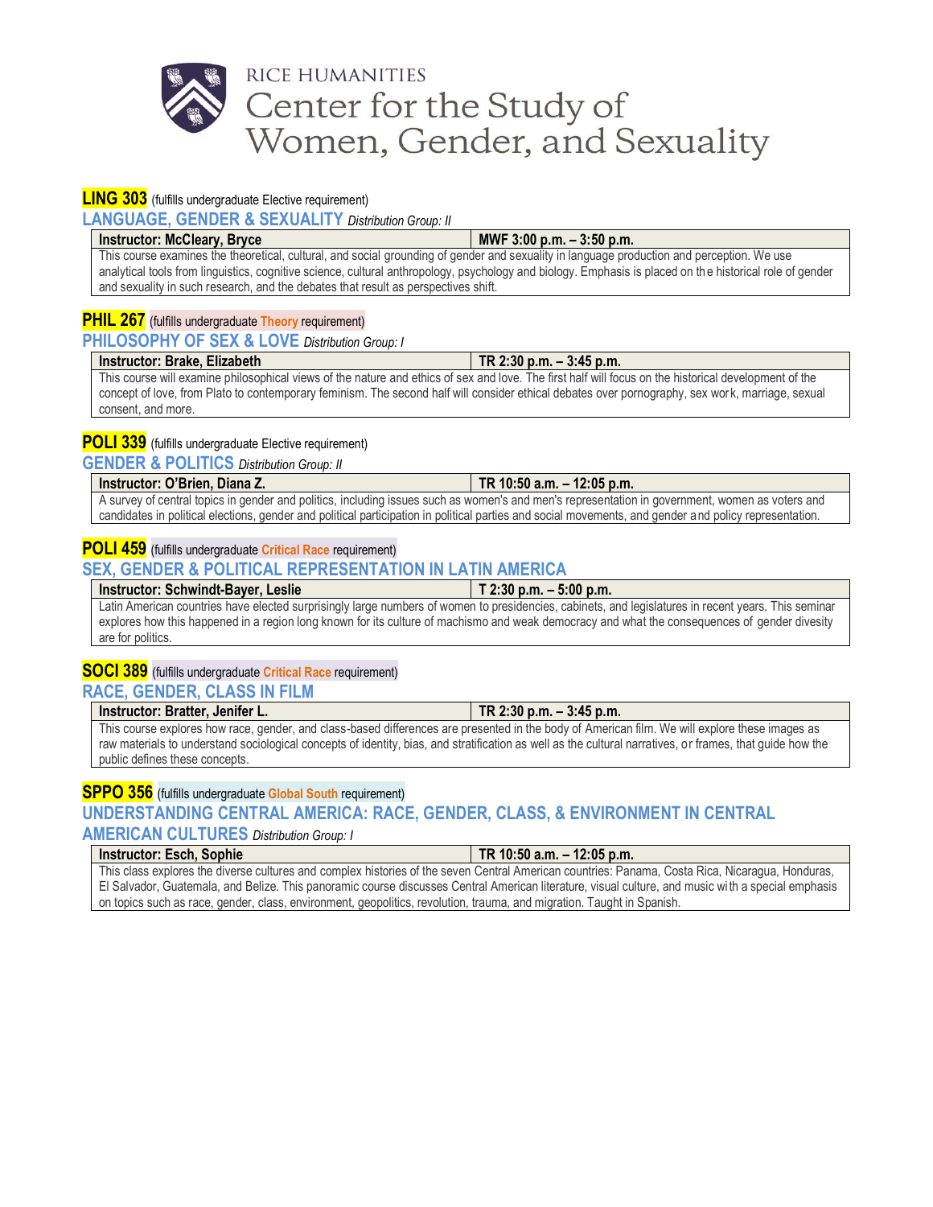RICE HUMANITIES
# Center for the Study of Women, Gender, and Sexuality

## LING 303 (fulfills undergraduate Elective requirement)
### LANGUAGE, GENDER & SEXUALITY *Distribution Group: II*

| **Instructor: McCleary, Bryce** | **MWF 3:00 p.m. – 3:50 p.m.** |
|---|---|

This course examines the theoretical, cultural, and social grounding of gender and sexuality in language production and perception. We use analytical tools from linguistics, cognitive science, cultural anthropology, psychology and biology. Emphasis is placed on the historical role of gender and sexuality in such research, and the debates that result as perspectives shift.

## PHIL 267 (fulfills undergraduate Theory requirement)
### PHILOSOPHY OF SEX & LOVE *Distribution Group: I*

| **Instructor: Brake, Elizabeth** | **TR 2:30 p.m. – 3:45 p.m.** |
|---|---|

This course will examine philosophical views of the nature and ethics of sex and love. The first half will focus on the historical development of the concept of love, from Plato to contemporary feminism. The second half will consider ethical debates over pornography, sex work, marriage, sexual consent, and more.

## POLI 339 (fulfills undergraduate Elective requirement)
### GENDER & POLITICS *Distribution Group: II*

| **Instructor: O'Brien, Diana Z.** | **TR 10:50 a.m. – 12:05 p.m.** |
|---|---|

A survey of central topics in gender and politics, including issues such as women's and men's representation in government, women as voters and candidates in political elections, gender and political participation in political parties and social movements, and gender and policy representation.

## POLI 459 (fulfills undergraduate Critical Race requirement)
### SEX, GENDER & POLITICAL REPRESENTATION IN LATIN AMERICA

| **Instructor: Schwindt-Bayer, Leslie** | **T 2:30 p.m. – 5:00 p.m.** |
|---|---|

Latin American countries have elected surprisingly large numbers of women to presidencies, cabinets, and legislatures in recent years. This seminar explores how this happened in a region long known for its culture of machismo and weak democracy and what the consequences of gender divesity are for politics.

## SOCI 389 (fulfills undergraduate Critical Race requirement)
### RACE, GENDER, CLASS IN FILM

| **Instructor: Bratter, Jenifer L.** | **TR 2:30 p.m. – 3:45 p.m.** |
|---|---|

This course explores how race, gender, and class-based differences are presented in the body of American film. We will explore these images as raw materials to understand sociological concepts of identity, bias, and stratification as well as the cultural narratives, or frames, that guide how the public defines these concepts.

## SPPO 356 (fulfills undergraduate Global South requirement)
### UNDERSTANDING CENTRAL AMERICA: RACE, GENDER, CLASS, & ENVIRONMENT IN CENTRAL AMERICAN CULTURES *Distribution Group: I*

| **Instructor: Esch, Sophie** | **TR 10:50 a.m. – 12:05 p.m.** |
|---|---|

This class explores the diverse cultures and complex histories of the seven Central American countries: Panama, Costa Rica, Nicaragua, Honduras, El Salvador, Guatemala, and Belize. This panoramic course discusses Central American literature, visual culture, and music with a special emphasis on topics such as race, gender, class, environment, geopolitics, revolution, trauma, and migration. Taught in Spanish.